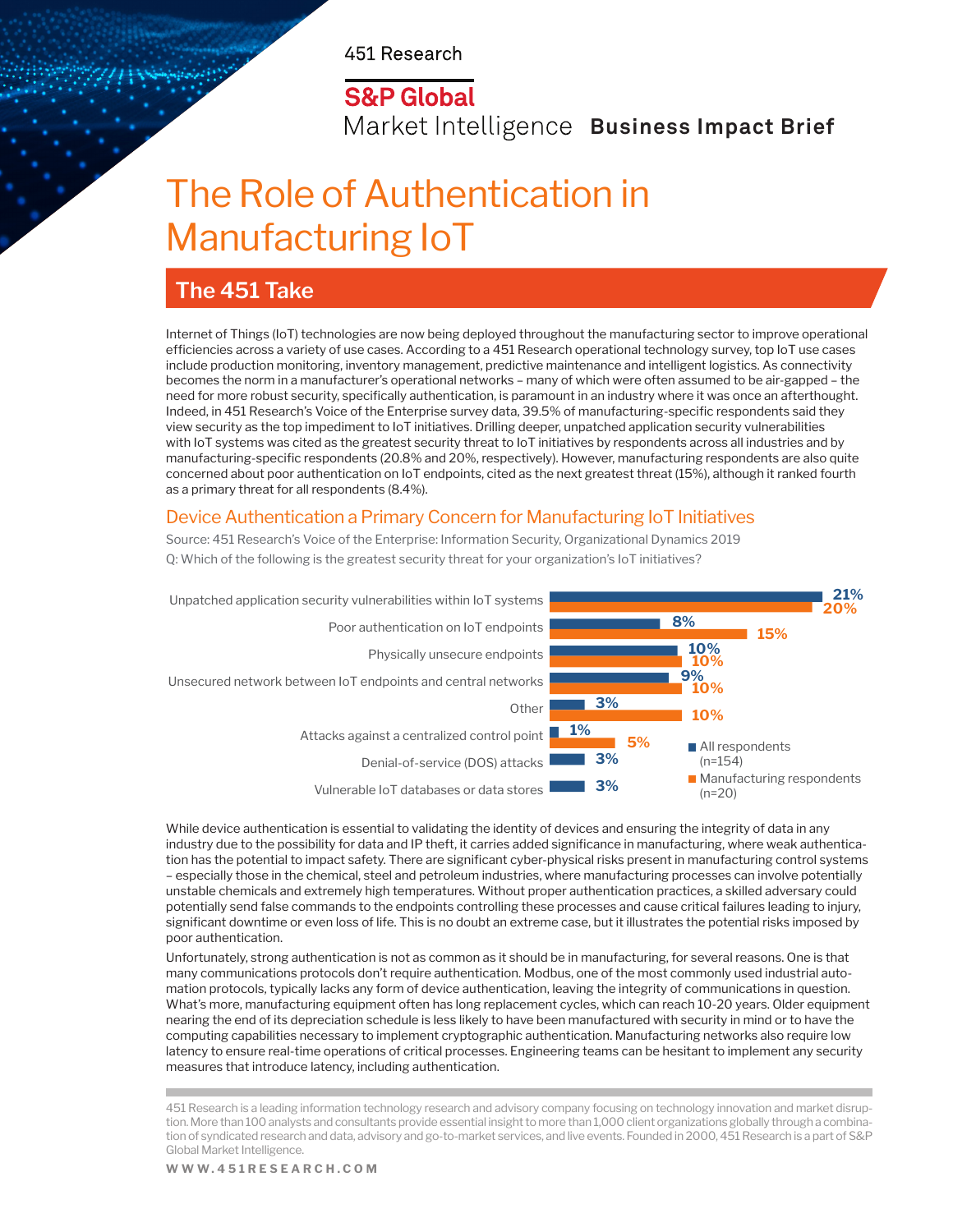451 Research

S&P Global Market Intelligence **Business Impact Brief**

# The Role of Authentication in Manufacturing IoT

## The 451 Take

Internet of Things (IoT) technologies are now being deployed throughout the manufacturing sector to improve operational efficiencies across a variety of use cases. According to a 451 Research operational technology survey, top IoT use cases include production monitoring, inventory management, predictive maintenance and intelligent logistics. As connectivity becomes the norm in a manufacturer's operational networks – many of which were often assumed to be air-gapped – the need for more robust security, specifically authentication, is paramount in an industry where it was once an afterthought. Indeed, in 451 Research's Voice of the Enterprise survey data, 39.5% of manufacturing-specific respondents said they view security as the top impediment to IoT initiatives. Drilling deeper, unpatched application security vulnerabilities with IoT systems was cited as the greatest security threat to IoT initiatives by respondents across all industries and by manufacturing-specific respondents (20.8% and 20%, respectively). However, manufacturing respondents are also quite concerned about poor authentication on IoT endpoints, cited as the next greatest threat (15%), although it ranked fourth as a primary threat for all respondents (8.4%).

### Device Authentication a Primary Concern for Manufacturing IoT Initiatives

Source: 451 Research's Voice of the Enterprise: Information Security, Organizational Dynamics 2019

Q: Which of the following is the greatest security threat for your organization's IoT initiatives?

| Threat | All respondents (n=154) | Manufacturing respondents (n=20) |
| --- | --- | --- |
| Unpatched application security vulnerabilities within IoT systems | 21% | 20% |
| Poor authentication on IoT endpoints | 8% | 15% |
| Physically unsecure endpoints | 10% | 10% |
| Unsecured network between IoT endpoints and central networks | 9% | 10% |
| Other | 3% | 10% |
| Attacks against a centralized control point | 1% | 5% |
| Denial-of-service (DOS) attacks | 3% | |
| Vulnerable IoT databases or data stores | 3% | |

While device authentication is essential to validating the identity of devices and ensuring the integrity of data in any industry due to the possibility for data and IP theft, it carries added significance in manufacturing, where weak authentication has the potential to impact safety. There are significant cyber-physical risks present in manufacturing control systems – especially those in the chemical, steel and petroleum industries, where manufacturing processes can involve potentially unstable chemicals and extremely high temperatures. Without proper authentication practices, a skilled adversary could potentially send false commands to the endpoints controlling these processes and cause critical failures leading to injury, significant downtime or even loss of life. This is no doubt an extreme case, but it illustrates the potential risks imposed by poor authentication.

Unfortunately, strong authentication is not as common as it should be in manufacturing, for several reasons. One is that many communications protocols don't require authentication. Modbus, one of the most commonly used industrial automation protocols, typically lacks any form of device authentication, leaving the integrity of communications in question. What's more, manufacturing equipment often has long replacement cycles, which can reach 10-20 years. Older equipment nearing the end of its depreciation schedule is less likely to have been manufactured with security in mind or to have the computing capabilities necessary to implement cryptographic authentication. Manufacturing networks also require low latency to ensure real-time operations of critical processes. Engineering teams can be hesitant to implement any security measures that introduce latency, including authentication.

451 Research is a leading information technology research and advisory company focusing on technology innovation and market disruption. More than 100 analysts and consultants provide essential insight to more than 1,000 client organizations globally through a combination of syndicated research and data, advisory and go-to-market services, and live events. Founded in 2000, 451 Research is a part of S&P Global Market Intelligence.

WWW.451RESEARCH.COM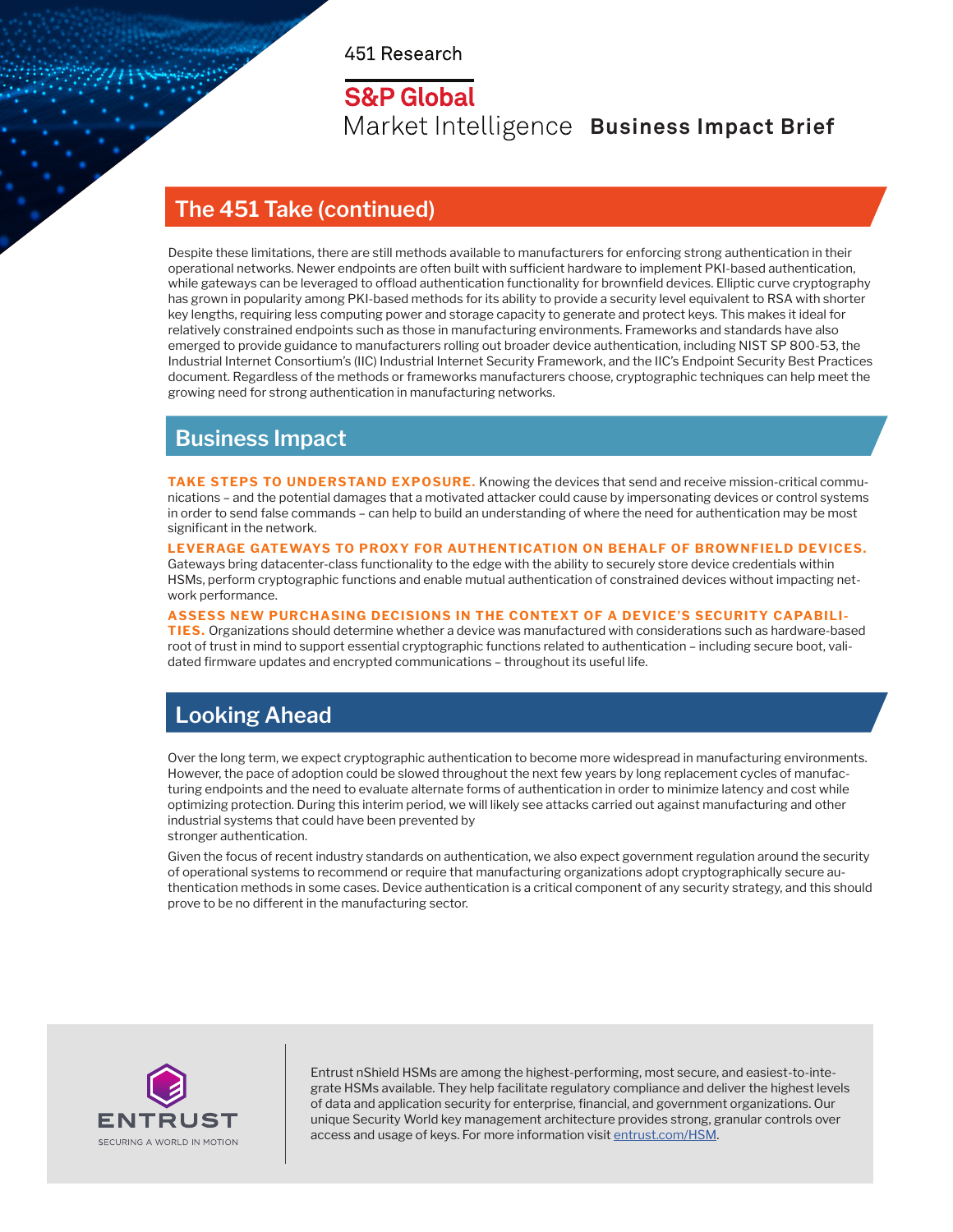## The 451 Take (continued)

Despite these limitations, there are still methods available to manufacturers for enforcing strong authentication in their operational networks. Newer endpoints are often built with sufficient hardware to implement PKI-based authentication, while gateways can be leveraged to offload authentication functionality for brownfield devices. Elliptic curve cryptography has grown in popularity among PKI-based methods for its ability to provide a security level equivalent to RSA with shorter key lengths, requiring less computing power and storage capacity to generate and protect keys. This makes it ideal for relatively constrained endpoints such as those in manufacturing environments. Frameworks and standards have also emerged to provide guidance to manufacturers rolling out broader device authentication, including NIST SP 800-53, the Industrial Internet Consortium's (IIC) Industrial Internet Security Framework, and the IIC's Endpoint Security Best Practices document. Regardless of the methods or frameworks manufacturers choose, cryptographic techniques can help meet the growing need for strong authentication in manufacturing networks.

## Business Impact

**TAKE STEPS TO UNDERSTAND EXPOSURE.** Knowing the devices that send and receive mission-critical communications – and the potential damages that a motivated attacker could cause by impersonating devices or control systems in order to send false commands – can help to build an understanding of where the need for authentication may be most significant in the network.

**LEVERAGE GATEWAYS TO PROXY FOR AUTHENTICATION ON BEHALF OF BROWNFIELD DEVICES.** Gateways bring datacenter-class functionality to the edge with the ability to securely store device credentials within HSMs, perform cryptographic functions and enable mutual authentication of constrained devices without impacting network performance.

**ASSESS NEW PURCHASING DECISIONS IN THE CONTEXT OF A DEVICE'S SECURITY CAPABILITIES.** Organizations should determine whether a device was manufactured with considerations such as hardware-based root of trust in mind to support essential cryptographic functions related to authentication – including secure boot, validated firmware updates and encrypted communications – throughout its useful life.

## Looking Ahead

Over the long term, we expect cryptographic authentication to become more widespread in manufacturing environments. However, the pace of adoption could be slowed throughout the next few years by long replacement cycles of manufacturing endpoints and the need to evaluate alternate forms of authentication in order to minimize latency and cost while optimizing protection. During this interim period, we will likely see attacks carried out against manufacturing and other industrial systems that could have been prevented by stronger authentication.

Given the focus of recent industry standards on authentication, we also expect government regulation around the security of operational systems to recommend or require that manufacturing organizations adopt cryptographically secure authentication methods in some cases. Device authentication is a critical component of any security strategy, and this should prove to be no different in the manufacturing sector.

ENTRUST
SECURING A WORLD IN MOTION

Entrust nShield HSMs are among the highest-performing, most secure, and easiest-to-integrate HSMs available. They help facilitate regulatory compliance and deliver the highest levels of data and application security for enterprise, financial, and government organizations. Our unique Security World key management architecture provides strong, granular controls over access and usage of keys. For more information visit [entrust.com/HSM](entrust.com/HSM).